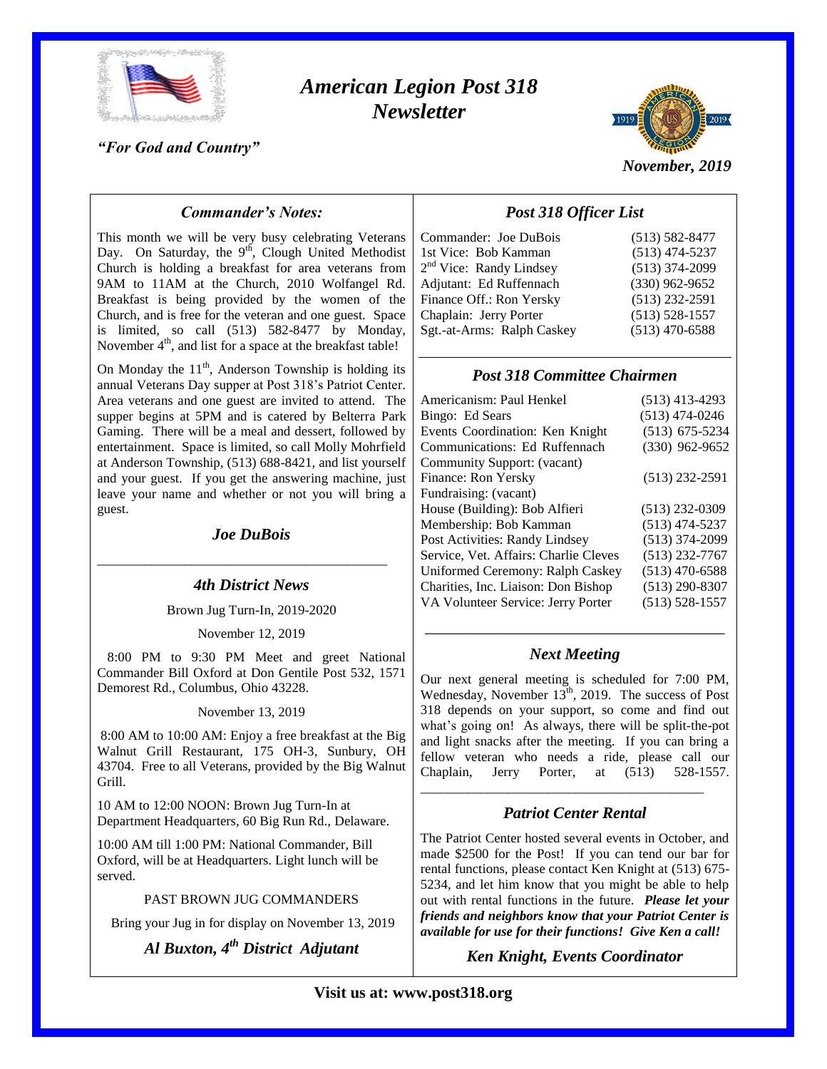# American Legion Post 318 Newsletter

*"For God and Country"*

*November, 2019*

## Commander's Notes:

This month we will be very busy celebrating Veterans Day. On Saturday, the 9th, Clough United Methodist Church is holding a breakfast for area veterans from 9AM to 11AM at the Church, 2010 Wolfangel Rd. Breakfast is being provided by the women of the Church, and is free for the veteran and one guest. Space is limited, so call (513) 582-8477 by Monday, November 4th, and list for a space at the breakfast table!

On Monday the 11th, Anderson Township is holding its annual Veterans Day supper at Post 318's Patriot Center. Area veterans and one guest are invited to attend. The supper begins at 5PM and is catered by Belterra Park Gaming. There will be a meal and dessert, followed by entertainment. Space is limited, so call Molly Mohrfield at Anderson Township, (513) 688-8421, and list yourself and your guest. If you get the answering machine, just leave your name and whether or not you will bring a guest.

***Joe DuBois***

---

## 4th District News

Brown Jug Turn-In, 2019-2020

November 12, 2019

8:00 PM to 9:30 PM Meet and greet National Commander Bill Oxford at Don Gentile Post 532, 1571 Demorest Rd., Columbus, Ohio 43228.

November 13, 2019

8:00 AM to 10:00 AM: Enjoy a free breakfast at the Big Walnut Grill Restaurant, 175 OH-3, Sunbury, OH 43704. Free to all Veterans, provided by the Big Walnut Grill.

10 AM to 12:00 NOON: Brown Jug Turn-In at Department Headquarters, 60 Big Run Rd., Delaware.

10:00 AM till 1:00 PM: National Commander, Bill Oxford, will be at Headquarters. Light lunch will be served.

PAST BROWN JUG COMMANDERS

Bring your Jug in for display on November 13, 2019

***Al Buxton, 4th District Adjutant***

## Post 318 Officer List

| Office | Phone |
|---|---|
| Commander: Joe DuBois | (513) 582-8477 |
| 1st Vice: Bob Kamman | (513) 474-5237 |
| 2nd Vice: Randy Lindsey | (513) 374-2099 |
| Adjutant: Ed Ruffennach | (330) 962-9652 |
| Finance Off.: Ron Yersky | (513) 232-2591 |
| Chaplain: Jerry Porter | (513) 528-1557 |
| Sgt.-at-Arms: Ralph Caskey | (513) 470-6588 |

## Post 318 Committee Chairmen

| Committee | Phone |
|---|---|
| Americanism: Paul Henkel | (513) 413-4293 |
| Bingo: Ed Sears | (513) 474-0246 |
| Events Coordination: Ken Knight | (513) 675-5234 |
| Communications: Ed Ruffennach | (330) 962-9652 |
| Community Support: (vacant) | |
| Finance: Ron Yersky | (513) 232-2591 |
| Fundraising: (vacant) | |
| House (Building): Bob Alfieri | (513) 232-0309 |
| Membership: Bob Kamman | (513) 474-5237 |
| Post Activities: Randy Lindsey | (513) 374-2099 |
| Service, Vet. Affairs: Charlie Cleves | (513) 232-7767 |
| Uniformed Ceremony: Ralph Caskey | (513) 470-6588 |
| Charities, Inc. Liaison: Don Bishop | (513) 290-8307 |
| VA Volunteer Service: Jerry Porter | (513) 528-1557 |

---

## Next Meeting

Our next general meeting is scheduled for 7:00 PM, Wednesday, November 13th, 2019. The success of Post 318 depends on your support, so come and find out what's going on! As always, there will be split-the-pot and light snacks after the meeting. If you can bring a fellow veteran who needs a ride, please call our Chaplain, Jerry Porter, at (513) 528-1557.

---

## Patriot Center Rental

The Patriot Center hosted several events in October, and made $2500 for the Post! If you can tend our bar for rental functions, please contact Ken Knight at (513) 675-5234, and let him know that you might be able to help out with rental functions in the future. ***Please let your friends and neighbors know that your Patriot Center is available for use for their functions! Give Ken a call!***

***Ken Knight, Events Coordinator***

**Visit us at: www.post318.org**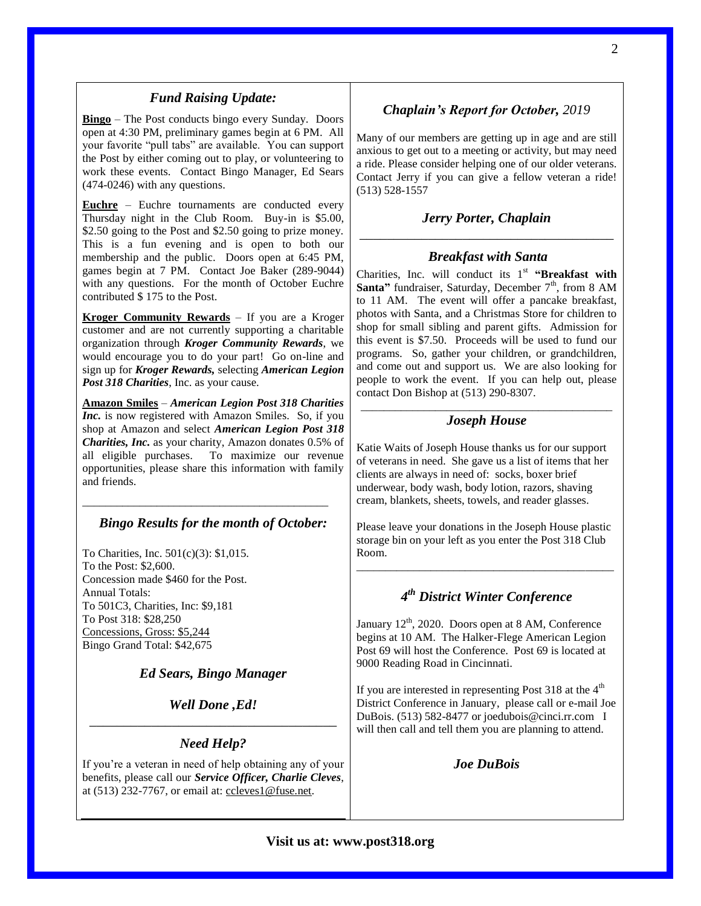## *Fund Raising Update:*

**Bingo** – The Post conducts bingo every Sunday. Doors open at 4:30 PM, preliminary games begin at 6 PM. All your favorite "pull tabs" are available. You can support the Post by either coming out to play, or volunteering to work these events. Contact Bingo Manager, Ed Sears (474-0246) with any questions.

**Euchre** – Euchre tournaments are conducted every Thursday night in the Club Room. Buy-in is $5.00, $2.50 going to the Post and $2.50 going to prize money. This is a fun evening and is open to both our membership and the public. Doors open at 6:45 PM, games begin at 7 PM. Contact Joe Baker (289-9044) with any questions. For the month of October Euchre contributed $ 175 to the Post.

**Kroger Community Rewards** – If you are a Kroger customer and are not currently supporting a charitable organization through ***Kroger Community Rewards***, we would encourage you to do your part! Go on-line and sign up for ***Kroger Rewards,*** selecting ***American Legion Post 318 Charities***, Inc. as your cause.

**Amazon Smiles** – ***American Legion Post 318 Charities Inc.*** is now registered with Amazon Smiles. So, if you shop at Amazon and select ***American Legion Post 318 Charities, Inc.*** as your charity, Amazon donates 0.5% of all eligible purchases. To maximize our revenue opportunities, please share this information with family and friends.

---

## *Bingo Results for the month of October:*

To Charities, Inc. 501(c)(3): $1,015.
To the Post: $2,600.
Concession made $460 for the Post.
Annual Totals:
To 501C3, Charities, Inc: $9,181
To Post 318: $28,250
Concessions, Gross: $5,244
Bingo Grand Total: $42,675

***Ed Sears, Bingo Manager***

***Well Done ,Ed!***

---

## *Need Help?*

If you're a veteran in need of help obtaining any of your benefits, please call our ***Service Officer, Charlie Cleves***, at (513) 232-7767, or email at: ccleves1@fuse.net.

---

## *Chaplain's Report for October, 2019*

Many of our members are getting up in age and are still anxious to get out to a meeting or activity, but may need a ride. Please consider helping one of our older veterans. Contact Jerry if you can give a fellow veteran a ride! (513) 528-1557

***Jerry Porter, Chaplain***

---

## *Breakfast with Santa*

Charities, Inc. will conduct its 1st **"Breakfast with Santa"** fundraiser, Saturday, December 7th, from 8 AM to 11 AM. The event will offer a pancake breakfast, photos with Santa, and a Christmas Store for children to shop for small sibling and parent gifts. Admission for this event is $7.50. Proceeds will be used to fund our programs. So, gather your children, or grandchildren, and come out and support us. We are also looking for people to work the event. If you can help out, please contact Don Bishop at (513) 290-8307.

---

## *Joseph House*

Katie Waits of Joseph House thanks us for our support of veterans in need. She gave us a list of items that her clients are always in need of: socks, boxer brief underwear, body wash, body lotion, razors, shaving cream, blankets, sheets, towels, and reader glasses.

Please leave your donations in the Joseph House plastic storage bin on your left as you enter the Post 318 Club Room.

---

## *4th District Winter Conference*

January 12th, 2020. Doors open at 8 AM, Conference begins at 10 AM. The Halker-Flege American Legion Post 69 will host the Conference. Post 69 is located at 9000 Reading Road in Cincinnati.

If you are interested in representing Post 318 at the 4th District Conference in January, please call or e-mail Joe DuBois. (513) 582-8477 or joedubois@cinci.rr.com I will then call and tell them you are planning to attend.

***Joe DuBois***

**Visit us at: www.post318.org**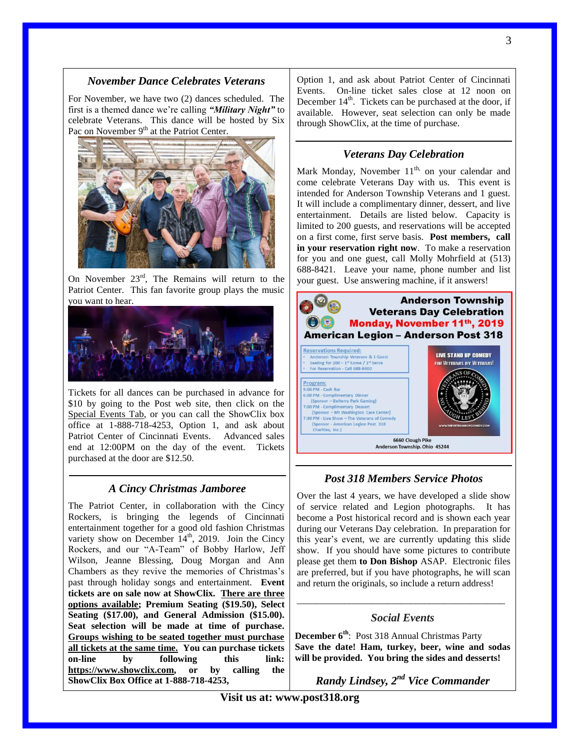## *November Dance Celebrates Veterans*

For November, we have two (2) dances scheduled. The first is a themed dance we're calling ***"Military Night"*** to celebrate Veterans. This dance will be hosted by Six Pac on November 9th at the Patriot Center.

On November 23rd, The Remains will return to the Patriot Center. This fan favorite group plays the music you want to hear.

Tickets for all dances can be purchased in advance for $10 by going to the Post web site, then click on the Special Events Tab, or you can call the ShowClix box office at 1-888-718-4253, Option 1, and ask about Patriot Center of Cincinnati Events. Advanced sales end at 12:00PM on the day of the event. Tickets purchased at the door are $12.50.

## *A Cincy Christmas Jamboree*

The Patriot Center, in collaboration with the Cincy Rockers, is bringing the legends of Cincinnati entertainment together for a good old fashion Christmas variety show on December 14th, 2019. Join the Cincy Rockers, and our "A-Team" of Bobby Harlow, Jeff Wilson, Jeanne Blessing, Doug Morgan and Ann Chambers as they revive the memories of Christmas's past through holiday songs and entertainment. **Event tickets are on sale now at ShowClix. There are three options available; Premium Seating ($19.50), Select Seating ($17.00), and General Admission ($15.00). Seat selection will be made at time of purchase. Groups wishing to be seated together must purchase all tickets at the same time. You can purchase tickets on-line by following this link: https://www.showclix.com, or by calling the ShowClix Box Office at 1-888-718-4253,** Option 1, and ask about Patriot Center of Cincinnati Events. On-line ticket sales close at 12 noon on December 14th. Tickets can be purchased at the door, if available. However, seat selection can only be made through ShowClix, at the time of purchase.

## *Veterans Day Celebration*

Mark Monday, November 11th, on your calendar and come celebrate Veterans Day with us. This event is intended for Anderson Township Veterans and 1 guest. It will include a complimentary dinner, dessert, and live entertainment. Details are listed below. Capacity is limited to 200 guests, and reservations will be accepted on a first come, first serve basis. **Post members, call in your reservation right now**. To make a reservation for you and one guest, call Molly Mohrfield at (513) 688-8421. Leave your name, phone number and list your guest. Use answering machine, if it answers!

**Anderson Township Veterans Day Celebration**
**Monday, November 11th, 2019**
**American Legion – Anderson Post 318**

Reservations Required:
- Anderson Township Veterans & 1 Guest
- Seating for 200 – 1st Come / 1st Serve
- For Reservation - Call 688-8400

Program:
- 5:00 PM - Cash Bar
- 6:00 PM - Complimentary Dinner (Sponsor – Belterra Park Gaming)
- 7:00 PM - Complimentary Dessert (Sponsor – Mt Washington Care Center)
- 7:30 PM - Live Show – The Veterans of Comedy (Sponsor - American Legion Post 318 Charities, Inc.)

LIVE STAND UP COMEDY FOR VETERANS BY VETERANS!
VETERANS OF COMEDY – NO LAUGH LEFT BEHIND
WWW.THEVETERANSOFCOMEDY.COM

6660 Clough Pike
Anderson Township, Ohio 45244

## *Post 318 Members Service Photos*

Over the last 4 years, we have developed a slide show of service related and Legion photographs. It has become a Post historical record and is shown each year during our Veterans Day celebration. In preparation for this year's event, we are currently updating this slide show. If you should have some pictures to contribute please get them **to Don Bishop** ASAP. Electronic files are preferred, but if you have photographs, he will scan and return the originals, so include a return address!

## *Social Events*

**December 6th**: Post 318 Annual Christmas Party
**Save the date! Ham, turkey, beer, wine and sodas will be provided. You bring the sides and desserts!**

***Randy Lindsey, 2nd Vice Commander***

**Visit us at: www.post318.org**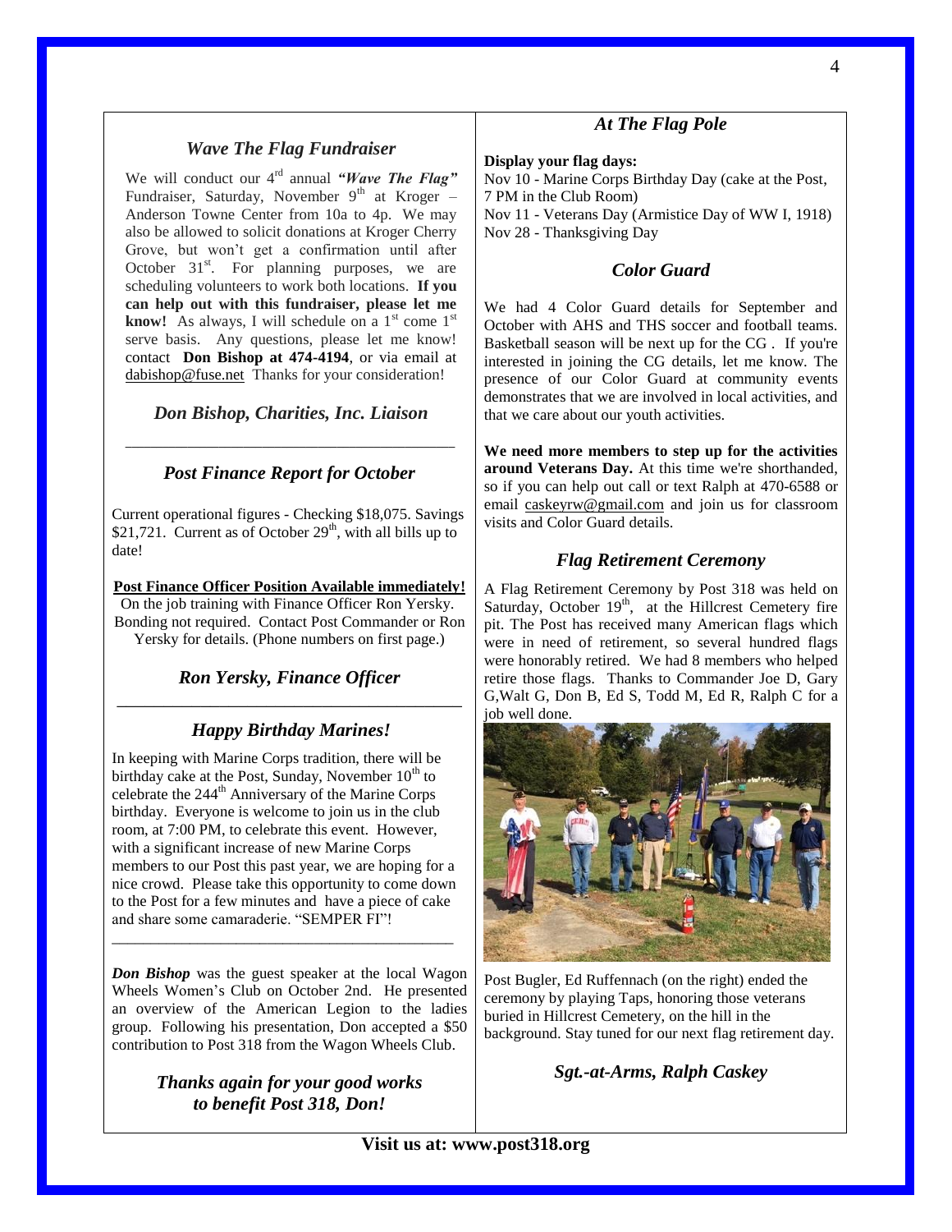## *Wave The Flag Fundraiser*

We will conduct our 4th annual ***"Wave The Flag"*** Fundraiser, Saturday, November 9th at Kroger – Anderson Towne Center from 10a to 4p. We may also be allowed to solicit donations at Kroger Cherry Grove, but won't get a confirmation until after October 31st. For planning purposes, we are scheduling volunteers to work both locations. **If you can help out with this fundraiser, please let me know!** As always, I will schedule on a 1st come 1st serve basis. Any questions, please let me know! contact **Don Bishop at 474-4194**, or via email at dabishop@fuse.net Thanks for your consideration!

### *Don Bishop, Charities, Inc. Liaison*

---

## *Post Finance Report for October*

Current operational figures - Checking $18,075. Savings $21,721. Current as of October 29th, with all bills up to date!

**Post Finance Officer Position Available immediately!**
On the job training with Finance Officer Ron Yersky. Bonding not required. Contact Post Commander or Ron Yersky for details. (Phone numbers on first page.)

### *Ron Yersky, Finance Officer*

---

## *Happy Birthday Marines!*

In keeping with Marine Corps tradition, there will be birthday cake at the Post, Sunday, November 10th to celebrate the 244th Anniversary of the Marine Corps birthday. Everyone is welcome to join us in the club room, at 7:00 PM, to celebrate this event. However, with a significant increase of new Marine Corps members to our Post this past year, we are hoping for a nice crowd. Please take this opportunity to come down to the Post for a few minutes and have a piece of cake and share some camaraderie. "SEMPER FI"!

---

***Don Bishop*** was the guest speaker at the local Wagon Wheels Women's Club on October 2nd. He presented an overview of the American Legion to the ladies group. Following his presentation, Don accepted a $50 contribution to Post 318 from the Wagon Wheels Club.

### *Thanks again for your good works to benefit Post 318, Don!*

## *At The Flag Pole*

**Display your flag days:**
Nov 10 - Marine Corps Birthday Day (cake at the Post, 7 PM in the Club Room)
Nov 11 - Veterans Day (Armistice Day of WW I, 1918)
Nov 28 - Thanksgiving Day

## *Color Guard*

We had 4 Color Guard details for September and October with AHS and THS soccer and football teams. Basketball season will be next up for the CG . If you're interested in joining the CG details, let me know. The presence of our Color Guard at community events demonstrates that we are involved in local activities, and that we care about our youth activities.

**We need more members to step up for the activities around Veterans Day.** At this time we're shorthanded, so if you can help out call or text Ralph at 470-6588 or email caskeyrw@gmail.com and join us for classroom visits and Color Guard details.

## *Flag Retirement Ceremony*

A Flag Retirement Ceremony by Post 318 was held on Saturday, October 19th, at the Hillcrest Cemetery fire pit. The Post has received many American flags which were in need of retirement, so several hundred flags were honorably retired. We had 8 members who helped retire those flags. Thanks to Commander Joe D, Gary G,Walt G, Don B, Ed S, Todd M, Ed R, Ralph C for a job well done.

Post Bugler, Ed Ruffennach (on the right) ended the ceremony by playing Taps, honoring those veterans buried in Hillcrest Cemetery, on the hill in the background. Stay tuned for our next flag retirement day.

### *Sgt.-at-Arms, Ralph Caskey*

**Visit us at: www.post318.org**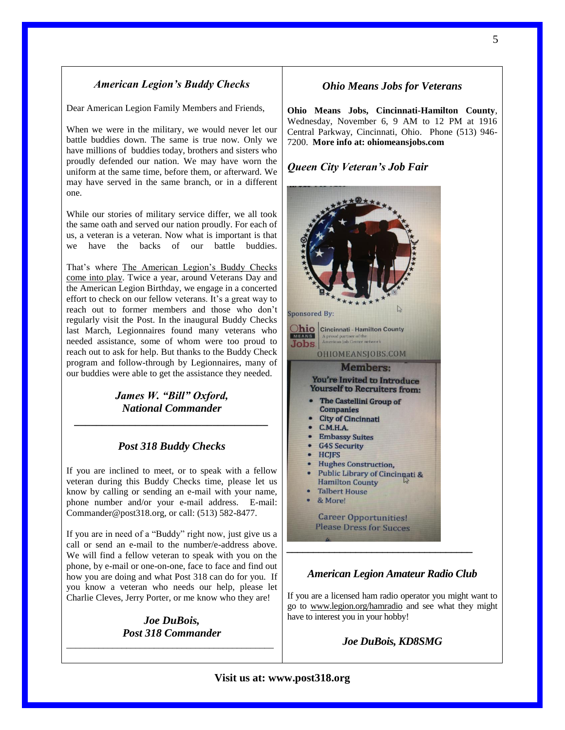## *American Legion's Buddy Checks*

Dear American Legion Family Members and Friends,

When we were in the military, we would never let our battle buddies down. The same is true now. Only we have millions of buddies today, brothers and sisters who proudly defended our nation. We may have worn the uniform at the same time, before them, or afterward. We may have served in the same branch, or in a different one.

While our stories of military service differ, we all took the same oath and served our nation proudly. For each of us, a veteran is a veteran. Now what is important is that we have the backs of our battle buddies.

That's where The American Legion's Buddy Checks come into play. Twice a year, around Veterans Day and the American Legion Birthday, we engage in a concerted effort to check on our fellow veterans. It's a great way to reach out to former members and those who don't regularly visit the Post. In the inaugural Buddy Checks last March, Legionnaires found many veterans who needed assistance, some of whom were too proud to reach out to ask for help. But thanks to the Buddy Check program and follow-through by Legionnaires, many of our buddies were able to get the assistance they needed.

***James W. "Bill" Oxford,***
***National Commander***

---

## *Post 318 Buddy Checks*

If you are inclined to meet, or to speak with a fellow veteran during this Buddy Checks time, please let us know by calling or sending an e-mail with your name, phone number and/or your e-mail address. E-mail: Commander@post318.org, or call: (513) 582-8477.

If you are in need of a "Buddy" right now, just give us a call or send an e-mail to the number/e-address above. We will find a fellow veteran to speak with you on the phone, by e-mail or one-on-one, face to face and find out how you are doing and what Post 318 can do for you. If you know a veteran who needs our help, please let Charlie Cleves, Jerry Porter, or me know who they are!

***Joe DuBois,***
***Post 318 Commander***

---

## *Ohio Means Jobs for Veterans*

**Ohio Means Jobs, Cincinnati-Hamilton County**, Wednesday, November 6, 9 AM to 12 PM at 1916 Central Parkway, Cincinnati, Ohio. Phone (513) 946-7200. **More info at: ohiomeansjobs.com**

## *Queen City Veteran's Job Fair*

Sponsored By:

Ohio Means Jobs | Cincinnati - Hamilton County
A proud partner of the American Job Center network

OHIOMEANSJOBS.COM

**Members:**

**You're Invited to Introduce Yourself to Recruiters from:**

- The Castellini Group of Companies
- City of Cincinnati
- C.M.H.A.
- Embassy Suites
- G4S Security
- HCJFS
- Hughes Construction,
- Public Library of Cincinnati & Hamilton County
- Talbert House
- & More!

Career Opportunities!
Please Dress for Succes

---

## *American Legion Amateur Radio Club*

If you are a licensed ham radio operator you might want to go to www.legion.org/hamradio and see what they might have to interest you in your hobby!

***Joe DuBois, KD8SMG***

**Visit us at: www.post318.org**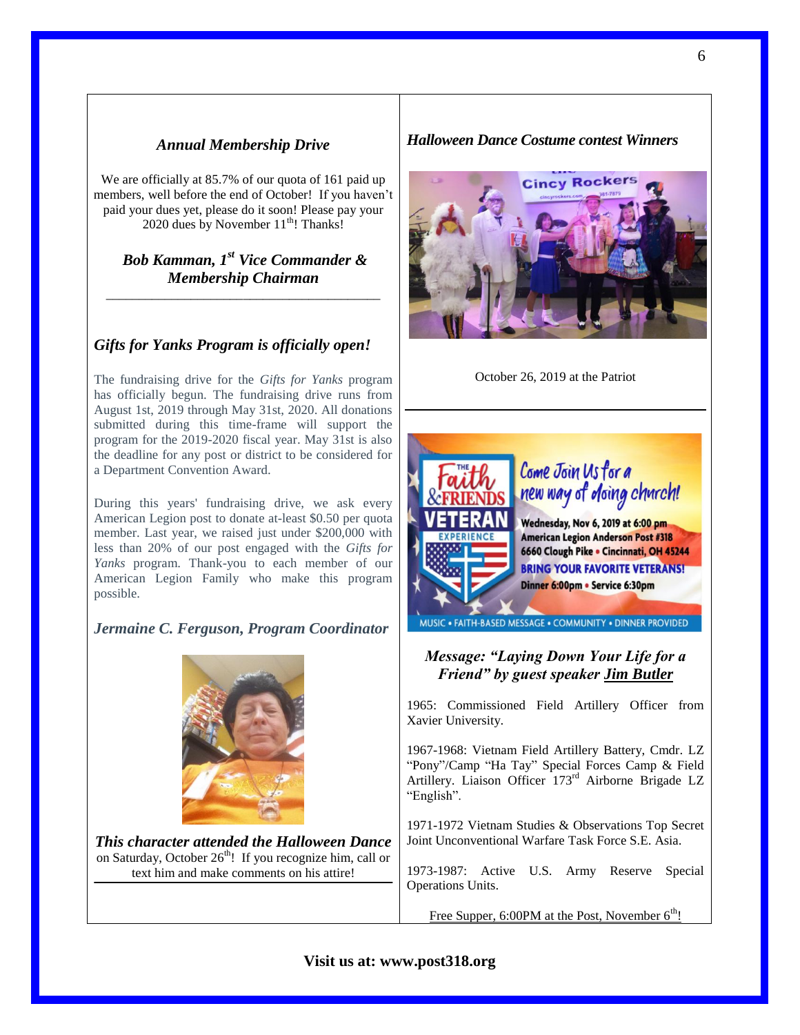### *Annual Membership Drive*

We are officially at 85.7% of our quota of 161 paid up members, well before the end of October! If you haven't paid your dues yet, please do it soon! Please pay your 2020 dues by November 11th! Thanks!

***Bob Kamman, 1st Vice Commander & Membership Chairman***

---

### *Gifts for Yanks Program is officially open!*

The fundraising drive for the *Gifts for Yanks* program has officially begun. The fundraising drive runs from August 1st, 2019 through May 31st, 2020. All donations submitted during this time-frame will support the program for the 2019-2020 fiscal year. May 31st is also the deadline for any post or district to be considered for a Department Convention Award.

During this years' fundraising drive, we ask every American Legion post to donate at-least $0.50 per quota member. Last year, we raised just under $200,000 with less than 20% of our post engaged with the *Gifts for Yanks* program. Thank-you to each member of our American Legion Family who make this program possible.

***Jermaine C. Ferguson, Program Coordinator***

***This character attended the Halloween Dance*** on Saturday, October 26th! If you recognize him, call or text him and make comments on his attire!

---

### *Halloween Dance Costume contest Winners*

October 26, 2019 at the Patriot

---

THE Faith & FRIENDS VETERAN EXPERIENCE

Come Join Us for a new way of doing church!

Wednesday, Nov 6, 2019 at 6:00 pm
American Legion Anderson Post #318
6660 Clough Pike • Cincinnati, OH 45244
BRING YOUR FAVORITE VETERANS!
Dinner 6:00pm • Service 6:30pm

MUSIC • FAITH-BASED MESSAGE • COMMUNITY • DINNER PROVIDED

***Message: "Laying Down Your Life for a Friend" by guest speaker Jim Butler***

1965: Commissioned Field Artillery Officer from Xavier University.

1967-1968: Vietnam Field Artillery Battery, Cmdr. LZ "Pony"/Camp "Ha Tay" Special Forces Camp & Field Artillery. Liaison Officer 173rd Airborne Brigade LZ "English".

1971-1972 Vietnam Studies & Observations Top Secret Joint Unconventional Warfare Task Force S.E. Asia.

1973-1987: Active U.S. Army Reserve Special Operations Units.

Free Supper, 6:00PM at the Post, November 6th!

**Visit us at: www.post318.org**